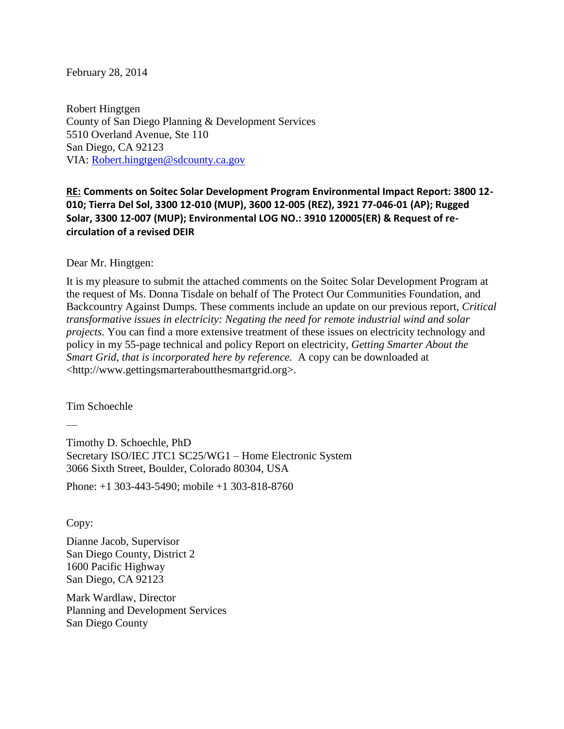February 28, 2014

Robert Hingtgen
County of San Diego Planning & Development Services
5510 Overland Avenue, Ste 110
San Diego, CA 92123
VIA: Robert.hingtgen@sdcounty.ca.gov

**RE: Comments on Soitec Solar Development Program Environmental Impact Report: 3800 12-010; Tierra Del Sol, 3300 12-010 (MUP), 3600 12-005 (REZ), 3921 77-046-01 (AP); Rugged Solar, 3300 12-007 (MUP); Environmental LOG NO.: 3910 120005(ER) & Request of re-circulation of a revised DEIR**

Dear Mr. Hingtgen:

It is my pleasure to submit the attached comments on the Soitec Solar Development Program at the request of Ms. Donna Tisdale on behalf of The Protect Our Communities Foundation, and Backcountry Against Dumps. These comments include an update on our previous report, *Critical transformative issues in electricity: Negating the need for remote industrial wind and solar projects.* You can find a more extensive treatment of these issues on electricity technology and policy in my 55-page technical and policy Report on electricity, *Getting Smarter About the Smart Grid, that is incorporated here by reference.* A copy can be downloaded at <http://www.gettingsmarterabouthesmartgrid.org>.

Tim Schoechle

—

Timothy D. Schoechle, PhD
Secretary ISO/IEC JTC1 SC25/WG1 – Home Electronic System
3066 Sixth Street, Boulder, Colorado 80304, USA

Phone: +1 303-443-5490; mobile +1 303-818-8760

Copy:

Dianne Jacob, Supervisor
San Diego County, District 2
1600 Pacific Highway
San Diego, CA 92123

Mark Wardlaw, Director
Planning and Development Services
San Diego County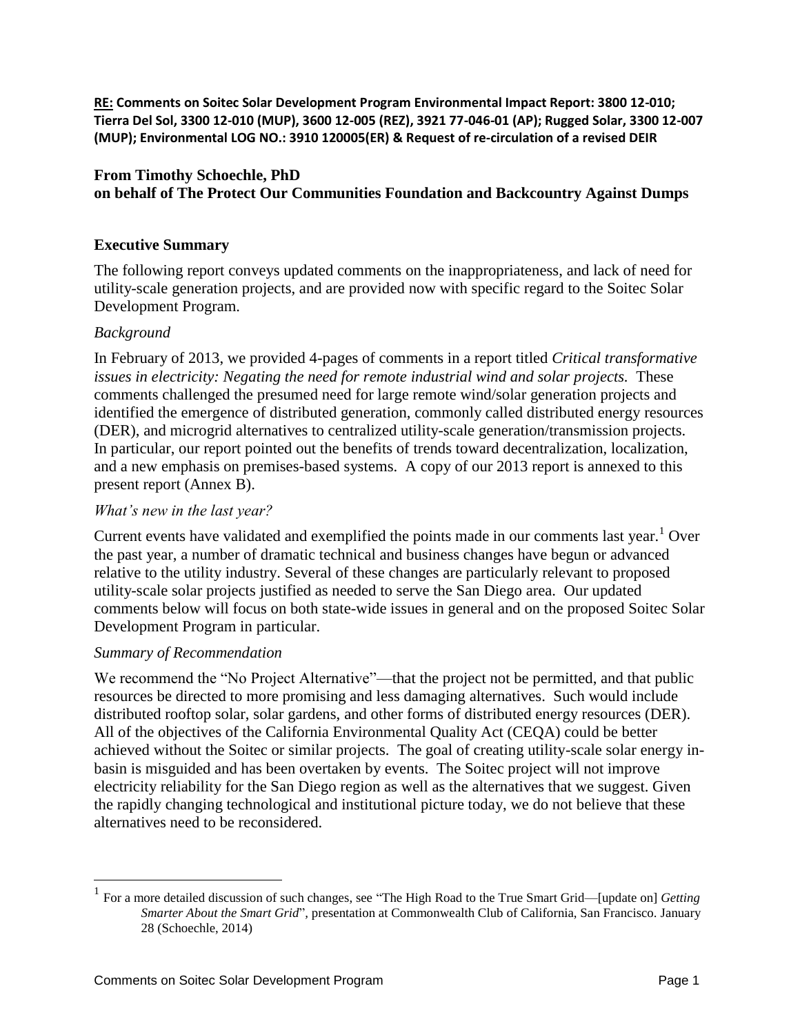**RE: Comments on Soitec Solar Development Program Environmental Impact Report: 3800 12-010; Tierra Del Sol, 3300 12-010 (MUP), 3600 12-005 (REZ), 3921 77-046-01 (AP); Rugged Solar, 3300 12-007 (MUP); Environmental LOG NO.: 3910 120005(ER) & Request of re-circulation of a revised DEIR**

**From Timothy Schoechle, PhD**
**on behalf of The Protect Our Communities Foundation and Backcountry Against Dumps**

## Executive Summary

The following report conveys updated comments on the inappropriateness, and lack of need for utility-scale generation projects, and are provided now with specific regard to the Soitec Solar Development Program.

### *Background*

In February of 2013, we provided 4-pages of comments in a report titled *Critical transformative issues in electricity: Negating the need for remote industrial wind and solar projects.* These comments challenged the presumed need for large remote wind/solar generation projects and identified the emergence of distributed generation, commonly called distributed energy resources (DER), and microgrid alternatives to centralized utility-scale generation/transmission projects. In particular, our report pointed out the benefits of trends toward decentralization, localization, and a new emphasis on premises-based systems. A copy of our 2013 report is annexed to this present report (Annex B).

### *What's new in the last year?*

Current events have validated and exemplified the points made in our comments last year.[1] Over the past year, a number of dramatic technical and business changes have begun or advanced relative to the utility industry. Several of these changes are particularly relevant to proposed utility-scale solar projects justified as needed to serve the San Diego area. Our updated comments below will focus on both state-wide issues in general and on the proposed Soitec Solar Development Program in particular.

### *Summary of Recommendation*

We recommend the "No Project Alternative"—that the project not be permitted, and that public resources be directed to more promising and less damaging alternatives. Such would include distributed rooftop solar, solar gardens, and other forms of distributed energy resources (DER). All of the objectives of the California Environmental Quality Act (CEQA) could be better achieved without the Soitec or similar projects. The goal of creating utility-scale solar energy in-basin is misguided and has been overtaken by events. The Soitec project will not improve electricity reliability for the San Diego region as well as the alternatives that we suggest. Given the rapidly changing technological and institutional picture today, we do not believe that these alternatives need to be reconsidered.

---

[1] For a more detailed discussion of such changes, see "The High Road to the True Smart Grid—[update on] *Getting Smarter About the Smart Grid*", presentation at Commonwealth Club of California, San Francisco. January 28 (Schoechle, 2014)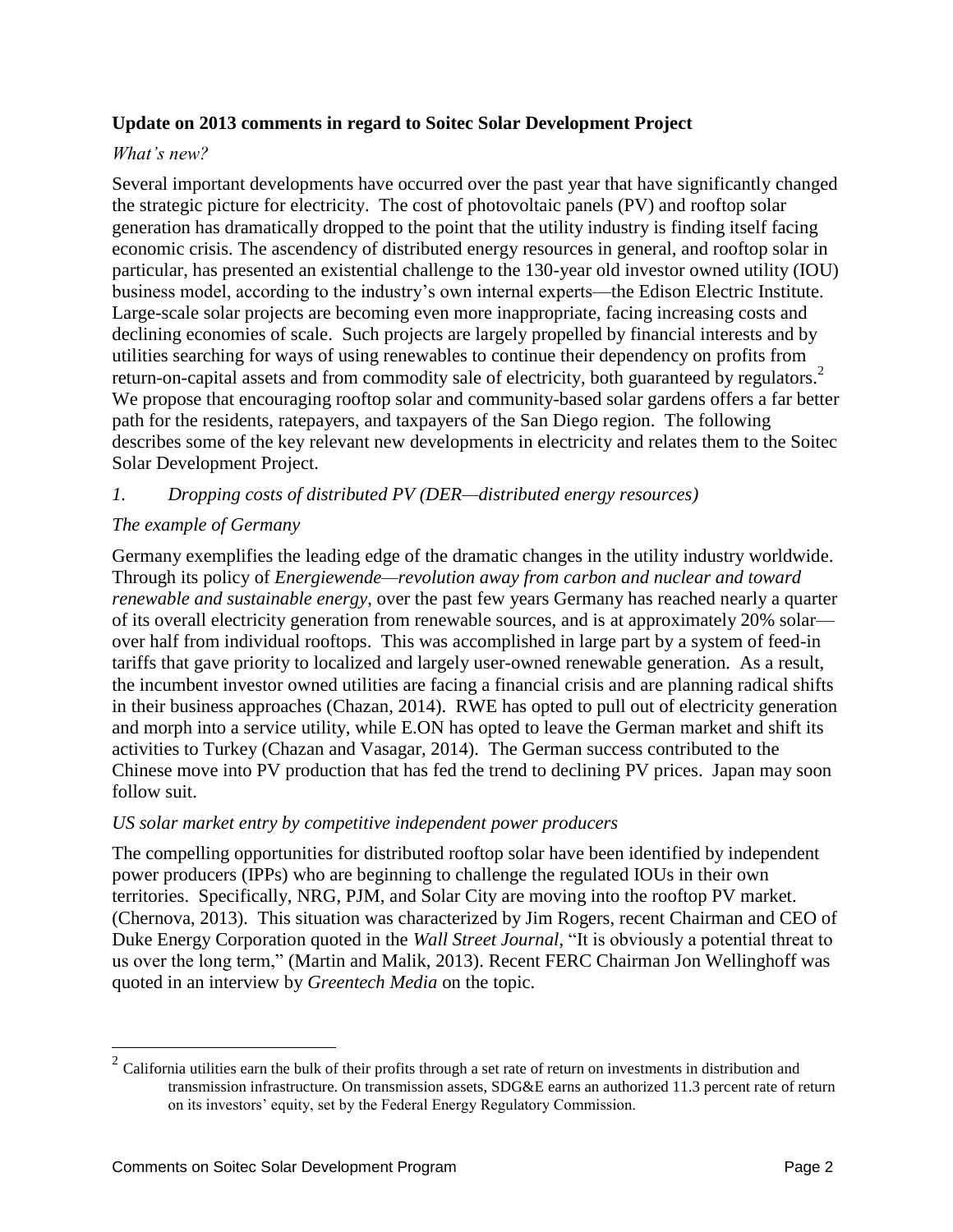**Update on 2013 comments in regard to Soitec Solar Development Project**

*What's new?*

Several important developments have occurred over the past year that have significantly changed the strategic picture for electricity. The cost of photovoltaic panels (PV) and rooftop solar generation has dramatically dropped to the point that the utility industry is finding itself facing economic crisis. The ascendency of distributed energy resources in general, and rooftop solar in particular, has presented an existential challenge to the 130-year old investor owned utility (IOU) business model, according to the industry's own internal experts—the Edison Electric Institute. Large-scale solar projects are becoming even more inappropriate, facing increasing costs and declining economies of scale. Such projects are largely propelled by financial interests and by utilities searching for ways of using renewables to continue their dependency on profits from return-on-capital assets and from commodity sale of electricity, both guaranteed by regulators.[2] We propose that encouraging rooftop solar and community-based solar gardens offers a far better path for the residents, ratepayers, and taxpayers of the San Diego region. The following describes some of the key relevant new developments in electricity and relates them to the Soitec Solar Development Project.

*1. Dropping costs of distributed PV (DER—distributed energy resources)*

*The example of Germany*

Germany exemplifies the leading edge of the dramatic changes in the utility industry worldwide. Through its policy of *Energiewende—revolution away from carbon and nuclear and toward renewable and sustainable energy*, over the past few years Germany has reached nearly a quarter of its overall electricity generation from renewable sources, and is at approximately 20% solar—over half from individual rooftops. This was accomplished in large part by a system of feed-in tariffs that gave priority to localized and largely user-owned renewable generation. As a result, the incumbent investor owned utilities are facing a financial crisis and are planning radical shifts in their business approaches (Chazan, 2014). RWE has opted to pull out of electricity generation and morph into a service utility, while E.ON has opted to leave the German market and shift its activities to Turkey (Chazan and Vasagar, 2014). The German success contributed to the Chinese move into PV production that has fed the trend to declining PV prices. Japan may soon follow suit.

*US solar market entry by competitive independent power producers*

The compelling opportunities for distributed rooftop solar have been identified by independent power producers (IPPs) who are beginning to challenge the regulated IOUs in their own territories. Specifically, NRG, PJM, and Solar City are moving into the rooftop PV market. (Chernova, 2013). This situation was characterized by Jim Rogers, recent Chairman and CEO of Duke Energy Corporation quoted in the *Wall Street Journal*, "It is obviously a potential threat to us over the long term," (Martin and Malik, 2013). Recent FERC Chairman Jon Wellinghoff was quoted in an interview by *Greentech Media* on the topic.

---

[2] California utilities earn the bulk of their profits through a set rate of return on investments in distribution and transmission infrastructure. On transmission assets, SDG&E earns an authorized 11.3 percent rate of return on its investors' equity, set by the Federal Energy Regulatory Commission.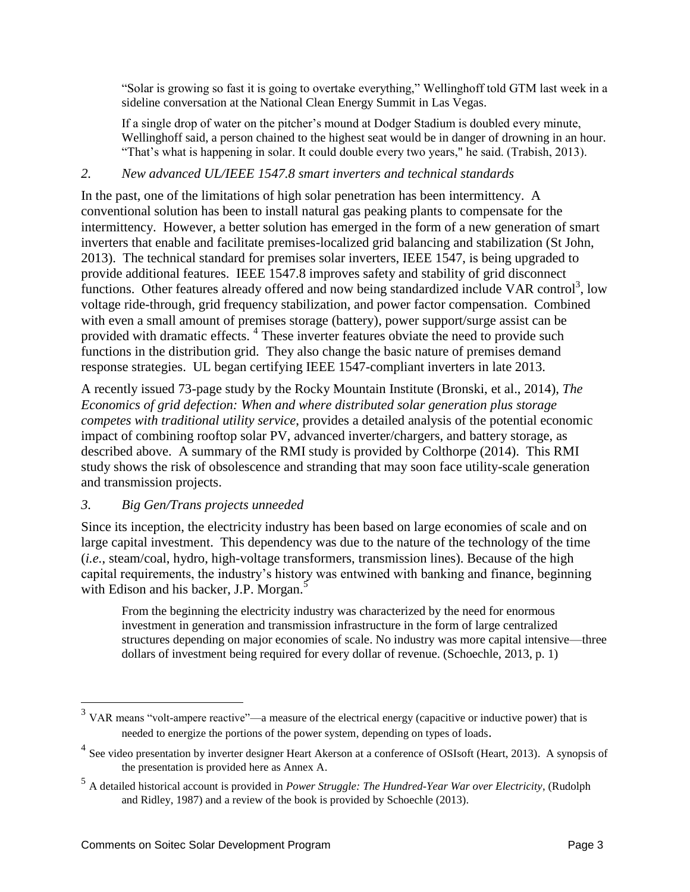> "Solar is growing so fast it is going to overtake everything," Wellinghoff told GTM last week in a sideline conversation at the National Clean Energy Summit in Las Vegas.
>
> If a single drop of water on the pitcher's mound at Dodger Stadium is doubled every minute, Wellinghoff said, a person chained to the highest seat would be in danger of drowning in an hour. "That's what is happening in solar. It could double every two years," he said. (Trabish, 2013).

### *2. New advanced UL/IEEE 1547.8 smart inverters and technical standards*

In the past, one of the limitations of high solar penetration has been intermittency. A conventional solution has been to install natural gas peaking plants to compensate for the intermittency. However, a better solution has emerged in the form of a new generation of smart inverters that enable and facilitate premises-localized grid balancing and stabilization (St John, 2013). The technical standard for premises solar inverters, IEEE 1547, is being upgraded to provide additional features. IEEE 1547.8 improves safety and stability of grid disconnect functions. Other features already offered and now being standardized include VAR control[3], low voltage ride-through, grid frequency stabilization, and power factor compensation. Combined with even a small amount of premises storage (battery), power support/surge assist can be provided with dramatic effects.[4] These inverter features obviate the need to provide such functions in the distribution grid. They also change the basic nature of premises demand response strategies. UL began certifying IEEE 1547-compliant inverters in late 2013.

A recently issued 73-page study by the Rocky Mountain Institute (Bronski, et al., 2014), *The Economics of grid defection: When and where distributed solar generation plus storage competes with traditional utility service*, provides a detailed analysis of the potential economic impact of combining rooftop solar PV, advanced inverter/chargers, and battery storage, as described above. A summary of the RMI study is provided by Colthorpe (2014). This RMI study shows the risk of obsolescence and stranding that may soon face utility-scale generation and transmission projects.

### *3. Big Gen/Trans projects unneeded*

Since its inception, the electricity industry has been based on large economies of scale and on large capital investment. This dependency was due to the nature of the technology of the time (*i.e.*, steam/coal, hydro, high-voltage transformers, transmission lines). Because of the high capital requirements, the industry's history was entwined with banking and finance, beginning with Edison and his backer, J.P. Morgan.[5]

> From the beginning the electricity industry was characterized by the need for enormous investment in generation and transmission infrastructure in the form of large centralized structures depending on major economies of scale. No industry was more capital intensive—three dollars of investment being required for every dollar of revenue. (Schoechle, 2013, p. 1)

---

[3] VAR means "volt-ampere reactive"—a measure of the electrical energy (capacitive or inductive power) that is needed to energize the portions of the power system, depending on types of loads.

[4] See video presentation by inverter designer Heart Akerson at a conference of OSIsoft (Heart, 2013). A synopsis of the presentation is provided here as Annex A.

[5] A detailed historical account is provided in *Power Struggle: The Hundred-Year War over Electricity*, (Rudolph and Ridley, 1987) and a review of the book is provided by Schoechle (2013).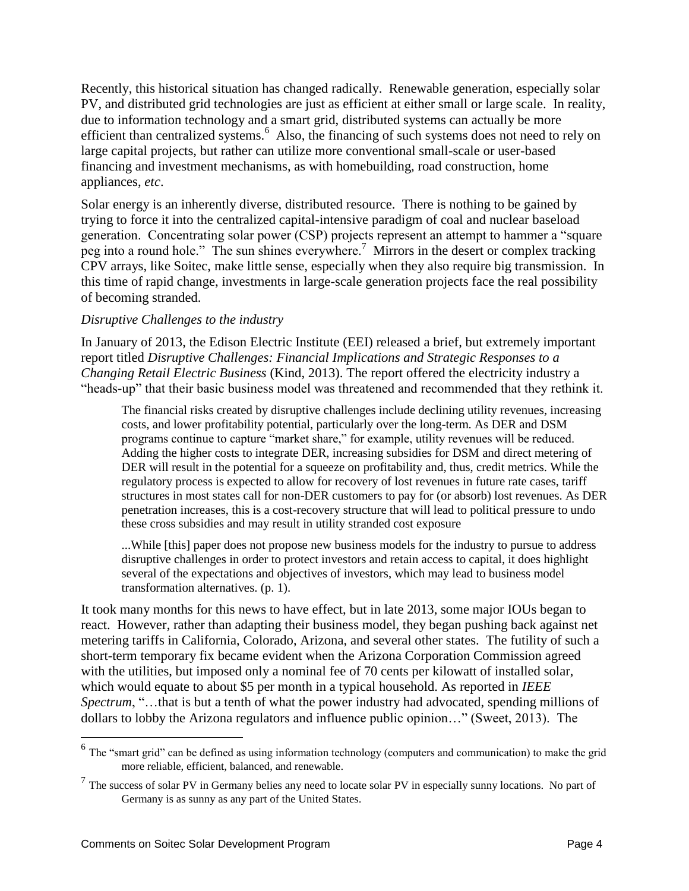Recently, this historical situation has changed radically. Renewable generation, especially solar PV, and distributed grid technologies are just as efficient at either small or large scale. In reality, due to information technology and a smart grid, distributed systems can actually be more efficient than centralized systems.[6] Also, the financing of such systems does not need to rely on large capital projects, but rather can utilize more conventional small-scale or user-based financing and investment mechanisms, as with homebuilding, road construction, home appliances, *etc*.

Solar energy is an inherently diverse, distributed resource. There is nothing to be gained by trying to force it into the centralized capital-intensive paradigm of coal and nuclear baseload generation. Concentrating solar power (CSP) projects represent an attempt to hammer a "square peg into a round hole." The sun shines everywhere.[7] Mirrors in the desert or complex tracking CPV arrays, like Soitec, make little sense, especially when they also require big transmission. In this time of rapid change, investments in large-scale generation projects face the real possibility of becoming stranded.

*Disruptive Challenges to the industry*

In January of 2013, the Edison Electric Institute (EEI) released a brief, but extremely important report titled *Disruptive Challenges: Financial Implications and Strategic Responses to a Changing Retail Electric Business* (Kind, 2013). The report offered the electricity industry a "heads-up" that their basic business model was threatened and recommended that they rethink it.

> The financial risks created by disruptive challenges include declining utility revenues, increasing costs, and lower profitability potential, particularly over the long-term. As DER and DSM programs continue to capture "market share," for example, utility revenues will be reduced. Adding the higher costs to integrate DER, increasing subsidies for DSM and direct metering of DER will result in the potential for a squeeze on profitability and, thus, credit metrics. While the regulatory process is expected to allow for recovery of lost revenues in future rate cases, tariff structures in most states call for non-DER customers to pay for (or absorb) lost revenues. As DER penetration increases, this is a cost-recovery structure that will lead to political pressure to undo these cross subsidies and may result in utility stranded cost exposure
>
> ...While [this] paper does not propose new business models for the industry to pursue to address disruptive challenges in order to protect investors and retain access to capital, it does highlight several of the expectations and objectives of investors, which may lead to business model transformation alternatives. (p. 1).

It took many months for this news to have effect, but in late 2013, some major IOUs began to react. However, rather than adapting their business model, they began pushing back against net metering tariffs in California, Colorado, Arizona, and several other states. The futility of such a short-term temporary fix became evident when the Arizona Corporation Commission agreed with the utilities, but imposed only a nominal fee of 70 cents per kilowatt of installed solar, which would equate to about \$5 per month in a typical household. As reported in *IEEE Spectrum*, "…that is but a tenth of what the power industry had advocated, spending millions of dollars to lobby the Arizona regulators and influence public opinion…" (Sweet, 2013). The

---

[6] The "smart grid" can be defined as using information technology (computers and communication) to make the grid more reliable, efficient, balanced, and renewable.

[7] The success of solar PV in Germany belies any need to locate solar PV in especially sunny locations. No part of Germany is as sunny as any part of the United States.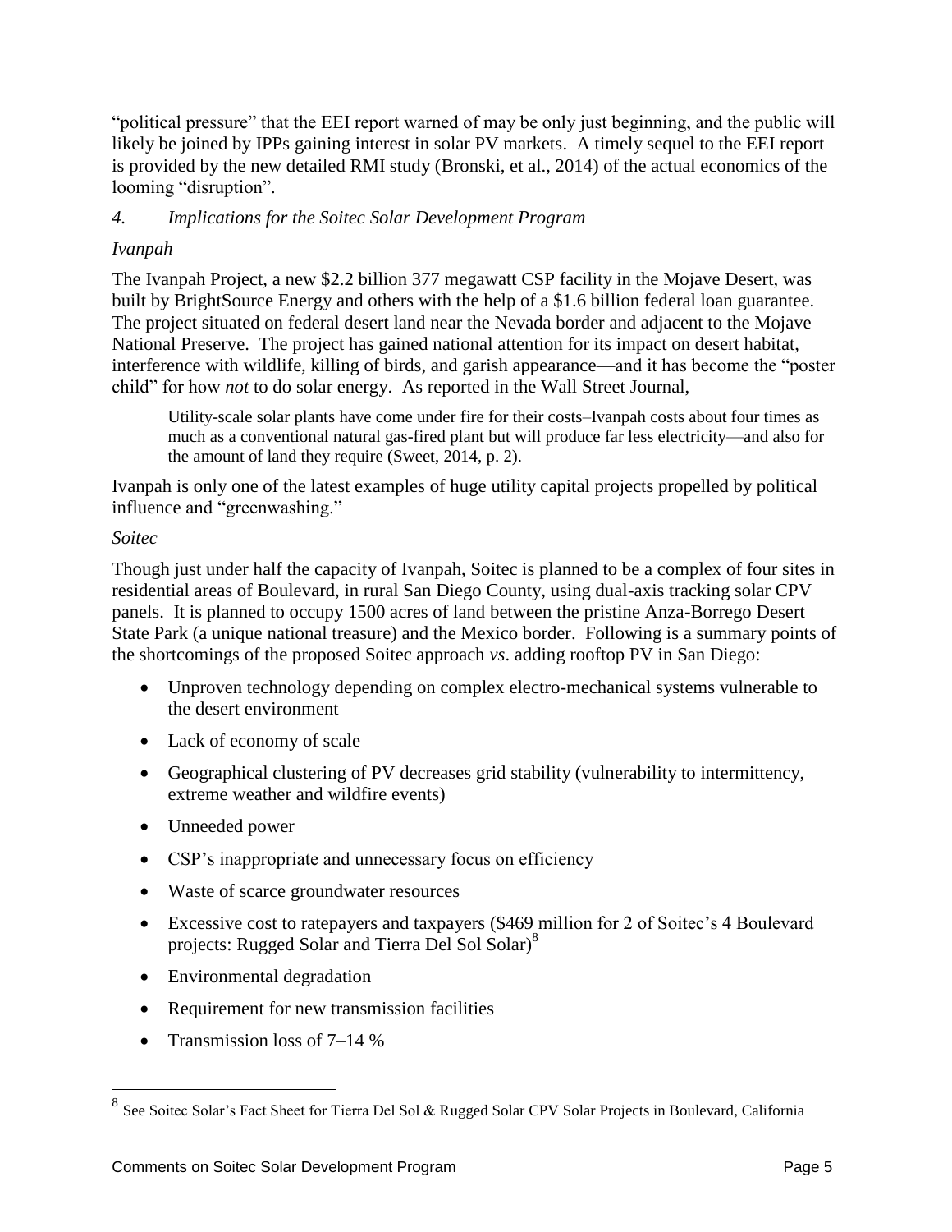"political pressure" that the EEI report warned of may be only just beginning, and the public will likely be joined by IPPs gaining interest in solar PV markets. A timely sequel to the EEI report is provided by the new detailed RMI study (Bronski, et al., 2014) of the actual economics of the looming "disruption".

### *4. Implications for the Soitec Solar Development Program*

#### *Ivanpah*

The Ivanpah Project, a new $2.2 billion 377 megawatt CSP facility in the Mojave Desert, was built by BrightSource Energy and others with the help of a $1.6 billion federal loan guarantee. The project situated on federal desert land near the Nevada border and adjacent to the Mojave National Preserve. The project has gained national attention for its impact on desert habitat, interference with wildlife, killing of birds, and garish appearance—and it has become the "poster child" for how *not* to do solar energy. As reported in the Wall Street Journal,

> Utility-scale solar plants have come under fire for their costs–Ivanpah costs about four times as much as a conventional natural gas-fired plant but will produce far less electricity—and also for the amount of land they require (Sweet, 2014, p. 2).

Ivanpah is only one of the latest examples of huge utility capital projects propelled by political influence and "greenwashing."

#### *Soitec*

Though just under half the capacity of Ivanpah, Soitec is planned to be a complex of four sites in residential areas of Boulevard, in rural San Diego County, using dual-axis tracking solar CPV panels. It is planned to occupy 1500 acres of land between the pristine Anza-Borrego Desert State Park (a unique national treasure) and the Mexico border. Following is a summary points of the shortcomings of the proposed Soitec approach *vs*. adding rooftop PV in San Diego:

- Unproven technology depending on complex electro-mechanical systems vulnerable to the desert environment
- Lack of economy of scale
- Geographical clustering of PV decreases grid stability (vulnerability to intermittency, extreme weather and wildfire events)
- Unneeded power
- CSP's inappropriate and unnecessary focus on efficiency
- Waste of scarce groundwater resources
- Excessive cost to ratepayers and taxpayers ($469 million for 2 of Soitec's 4 Boulevard projects: Rugged Solar and Tierra Del Sol Solar)[8]
- Environmental degradation
- Requirement for new transmission facilities
- Transmission loss of 7–14 %

---

[8] See Soitec Solar's Fact Sheet for Tierra Del Sol & Rugged Solar CPV Solar Projects in Boulevard, California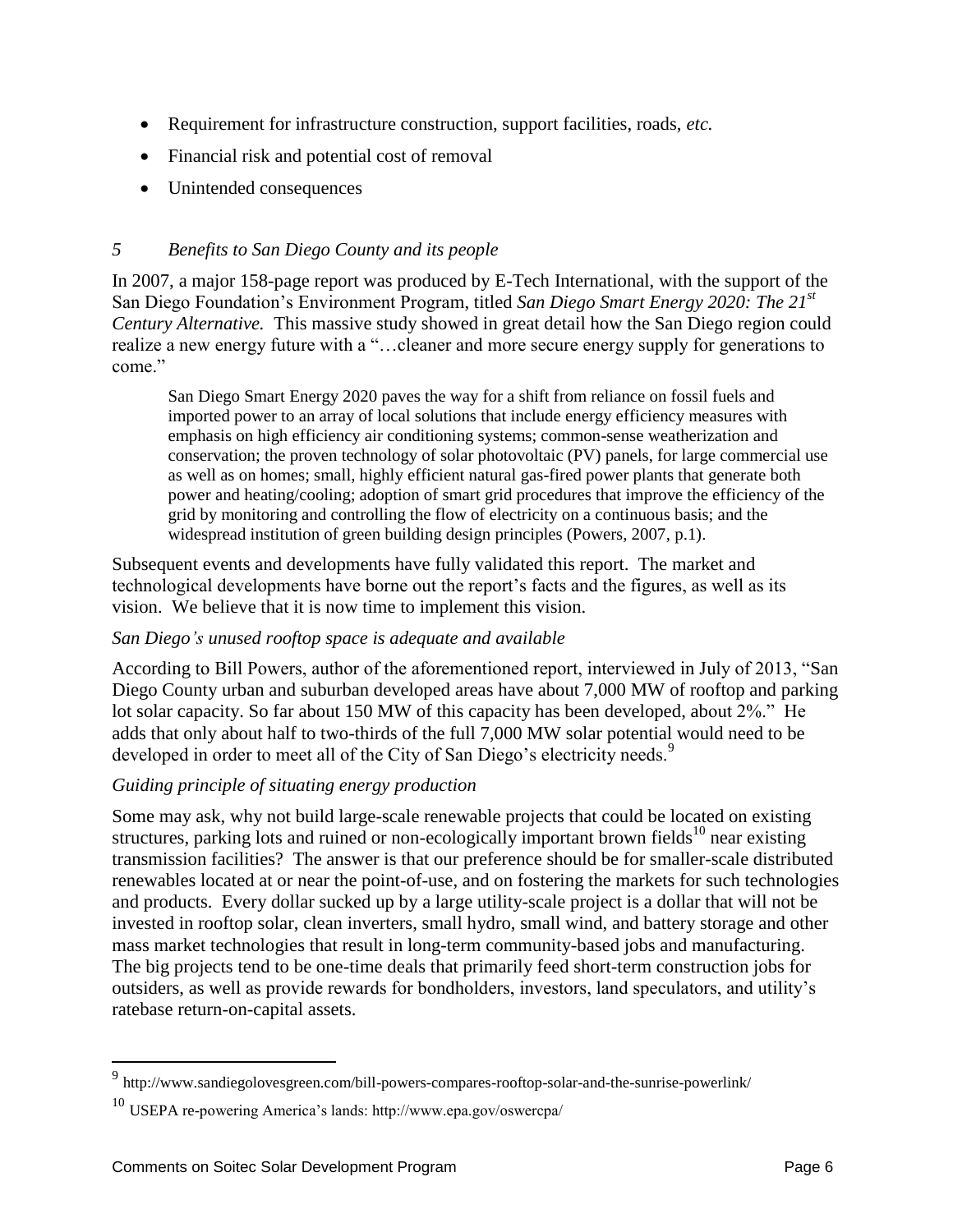- Requirement for infrastructure construction, support facilities, roads, *etc.*
- Financial risk and potential cost of removal
- Unintended consequences

## *5 Benefits to San Diego County and its people*

In 2007, a major 158-page report was produced by E-Tech International, with the support of the San Diego Foundation's Environment Program, titled *San Diego Smart Energy 2020: The 21st Century Alternative.* This massive study showed in great detail how the San Diego region could realize a new energy future with a "…cleaner and more secure energy supply for generations to come."

> San Diego Smart Energy 2020 paves the way for a shift from reliance on fossil fuels and imported power to an array of local solutions that include energy efficiency measures with emphasis on high efficiency air conditioning systems; common-sense weatherization and conservation; the proven technology of solar photovoltaic (PV) panels, for large commercial use as well as on homes; small, highly efficient natural gas-fired power plants that generate both power and heating/cooling; adoption of smart grid procedures that improve the efficiency of the grid by monitoring and controlling the flow of electricity on a continuous basis; and the widespread institution of green building design principles (Powers, 2007, p.1).

Subsequent events and developments have fully validated this report. The market and technological developments have borne out the report's facts and the figures, as well as its vision. We believe that it is now time to implement this vision.

### *San Diego's unused rooftop space is adequate and available*

According to Bill Powers, author of the aforementioned report, interviewed in July of 2013, "San Diego County urban and suburban developed areas have about 7,000 MW of rooftop and parking lot solar capacity. So far about 150 MW of this capacity has been developed, about 2%." He adds that only about half to two-thirds of the full 7,000 MW solar potential would need to be developed in order to meet all of the City of San Diego's electricity needs.[9]

### *Guiding principle of situating energy production*

Some may ask, why not build large-scale renewable projects that could be located on existing structures, parking lots and ruined or non-ecologically important brown fields[10] near existing transmission facilities? The answer is that our preference should be for smaller-scale distributed renewables located at or near the point-of-use, and on fostering the markets for such technologies and products. Every dollar sucked up by a large utility-scale project is a dollar that will not be invested in rooftop solar, clean inverters, small hydro, small wind, and battery storage and other mass market technologies that result in long-term community-based jobs and manufacturing. The big projects tend to be one-time deals that primarily feed short-term construction jobs for outsiders, as well as provide rewards for bondholders, investors, land speculators, and utility's ratebase return-on-capital assets.

---

[9] http://www.sandiegolovesgreen.com/bill-powers-compares-rooftop-solar-and-the-sunrise-powerlink/

[10] USEPA re-powering America's lands: http://www.epa.gov/oswercpa/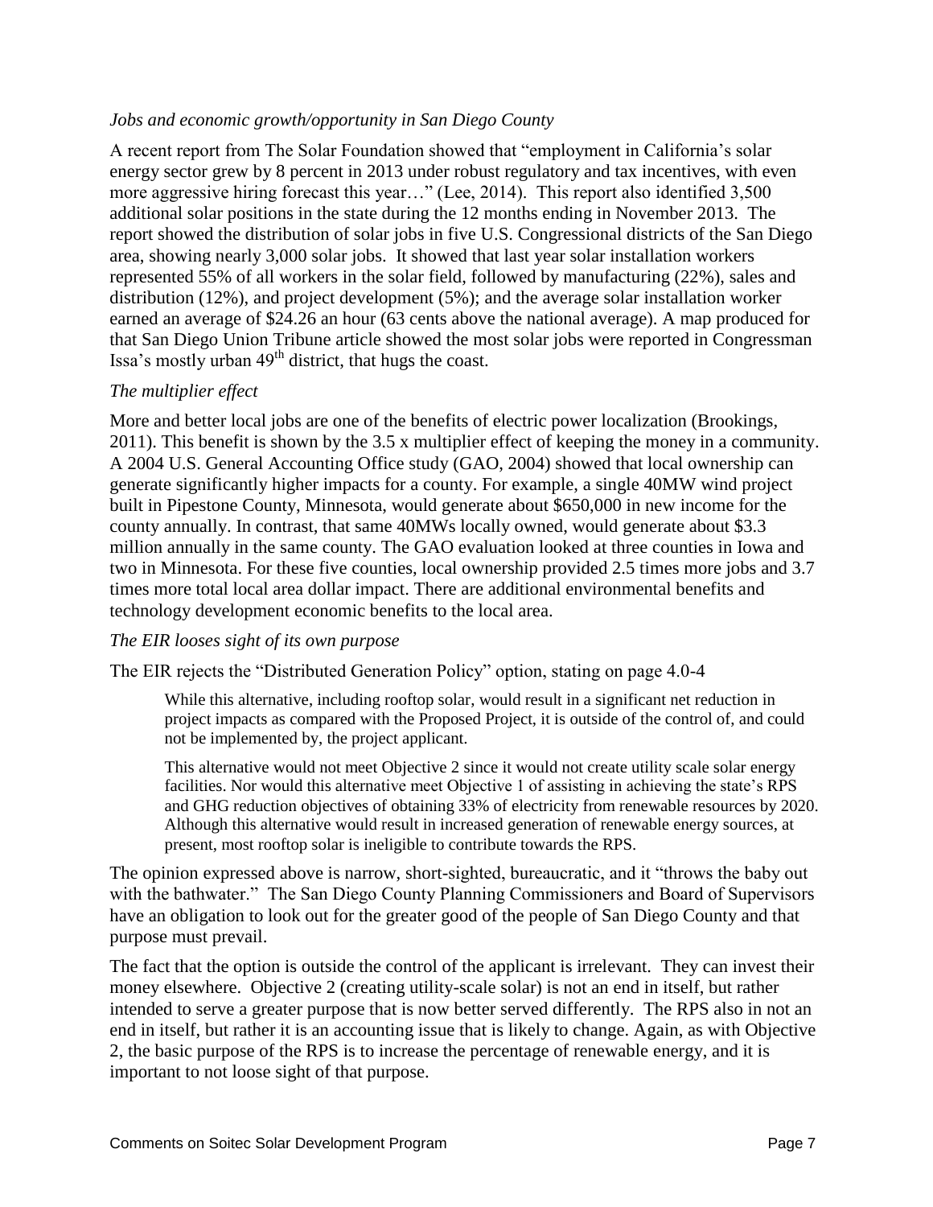*Jobs and economic growth/opportunity in San Diego County*

A recent report from The Solar Foundation showed that "employment in California's solar energy sector grew by 8 percent in 2013 under robust regulatory and tax incentives, with even more aggressive hiring forecast this year…" (Lee, 2014). This report also identified 3,500 additional solar positions in the state during the 12 months ending in November 2013. The report showed the distribution of solar jobs in five U.S. Congressional districts of the San Diego area, showing nearly 3,000 solar jobs. It showed that last year solar installation workers represented 55% of all workers in the solar field, followed by manufacturing (22%), sales and distribution (12%), and project development (5%); and the average solar installation worker earned an average of $24.26 an hour (63 cents above the national average). A map produced for that San Diego Union Tribune article showed the most solar jobs were reported in Congressman Issa's mostly urban 49th district, that hugs the coast.

*The multiplier effect*

More and better local jobs are one of the benefits of electric power localization (Brookings, 2011). This benefit is shown by the 3.5 x multiplier effect of keeping the money in a community. A 2004 U.S. General Accounting Office study (GAO, 2004) showed that local ownership can generate significantly higher impacts for a county. For example, a single 40MW wind project built in Pipestone County, Minnesota, would generate about $650,000 in new income for the county annually. In contrast, that same 40MWs locally owned, would generate about $3.3 million annually in the same county. The GAO evaluation looked at three counties in Iowa and two in Minnesota. For these five counties, local ownership provided 2.5 times more jobs and 3.7 times more total local area dollar impact. There are additional environmental benefits and technology development economic benefits to the local area.

*The EIR looses sight of its own purpose*

The EIR rejects the "Distributed Generation Policy" option, stating on page 4.0-4

> While this alternative, including rooftop solar, would result in a significant net reduction in project impacts as compared with the Proposed Project, it is outside of the control of, and could not be implemented by, the project applicant.
>
> This alternative would not meet Objective 2 since it would not create utility scale solar energy facilities. Nor would this alternative meet Objective 1 of assisting in achieving the state's RPS and GHG reduction objectives of obtaining 33% of electricity from renewable resources by 2020. Although this alternative would result in increased generation of renewable energy sources, at present, most rooftop solar is ineligible to contribute towards the RPS.

The opinion expressed above is narrow, short-sighted, bureaucratic, and it "throws the baby out with the bathwater." The San Diego County Planning Commissioners and Board of Supervisors have an obligation to look out for the greater good of the people of San Diego County and that purpose must prevail.

The fact that the option is outside the control of the applicant is irrelevant. They can invest their money elsewhere. Objective 2 (creating utility-scale solar) is not an end in itself, but rather intended to serve a greater purpose that is now better served differently. The RPS also in not an end in itself, but rather it is an accounting issue that is likely to change. Again, as with Objective 2, the basic purpose of the RPS is to increase the percentage of renewable energy, and it is important to not loose sight of that purpose.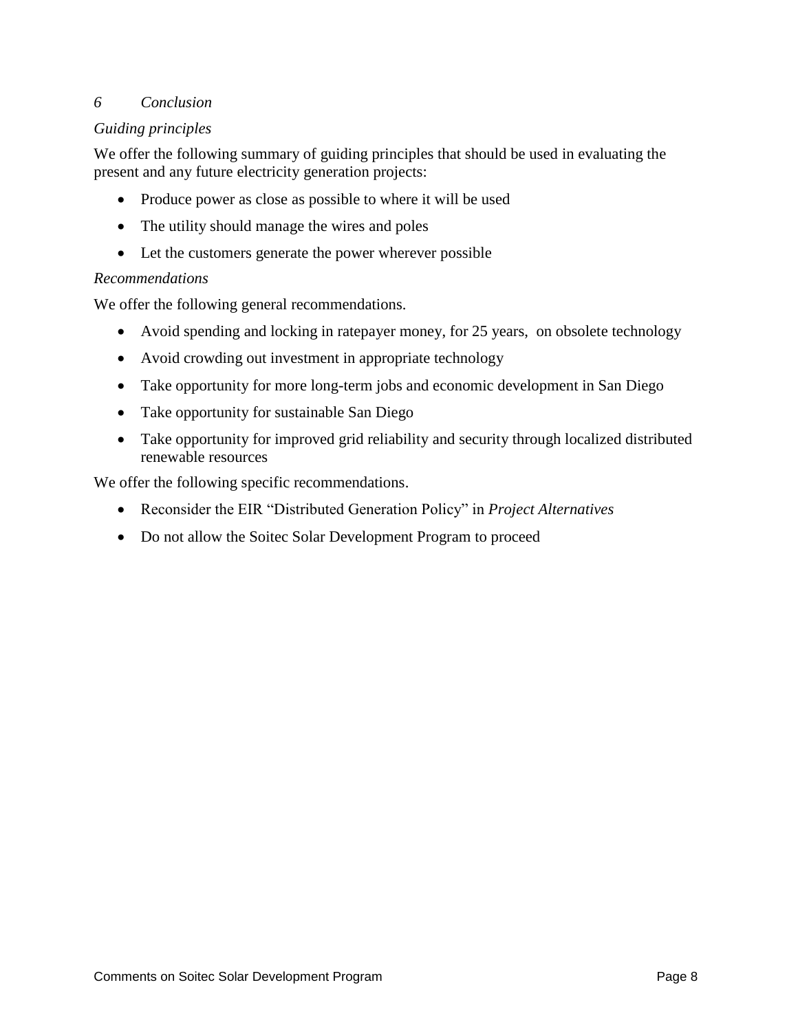## *6 Conclusion*

### *Guiding principles*

We offer the following summary of guiding principles that should be used in evaluating the present and any future electricity generation projects:

- Produce power as close as possible to where it will be used
- The utility should manage the wires and poles
- Let the customers generate the power wherever possible

### *Recommendations*

We offer the following general recommendations.

- Avoid spending and locking in ratepayer money, for 25 years, on obsolete technology
- Avoid crowding out investment in appropriate technology
- Take opportunity for more long-term jobs and economic development in San Diego
- Take opportunity for sustainable San Diego
- Take opportunity for improved grid reliability and security through localized distributed renewable resources

We offer the following specific recommendations.

- Reconsider the EIR "Distributed Generation Policy" in *Project Alternatives*
- Do not allow the Soitec Solar Development Program to proceed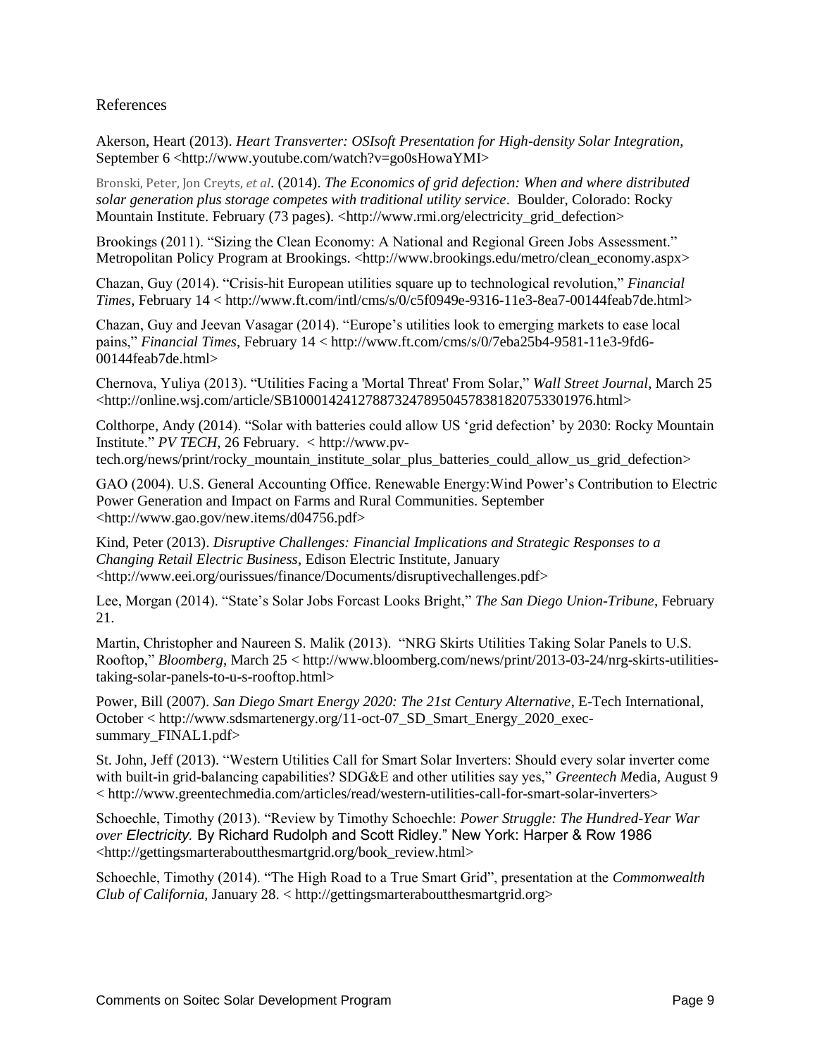## References

Akerson, Heart (2013). *Heart Transverter: OSIsoft Presentation for High-density Solar Integration*, September 6 <http://www.youtube.com/watch?v=go0sHowaYMI>

Bronski, Peter, Jon Creyts, *et al*. (2014). *The Economics of grid defection: When and where distributed solar generation plus storage competes with traditional utility service*. Boulder, Colorado: Rocky Mountain Institute. February (73 pages). <http://www.rmi.org/electricity_grid_defection>

Brookings (2011). "Sizing the Clean Economy: A National and Regional Green Jobs Assessment." Metropolitan Policy Program at Brookings. <http://www.brookings.edu/metro/clean_economy.aspx>

Chazan, Guy (2014). "Crisis-hit European utilities square up to technological revolution," *Financial Times*, February 14 < http://www.ft.com/intl/cms/s/0/c5f0949e-9316-11e3-8ea7-00144feab7de.html>

Chazan, Guy and Jeevan Vasagar (2014). "Europe's utilities look to emerging markets to ease local pains," *Financial Times*, February 14 < http://www.ft.com/cms/s/0/7eba25b4-9581-11e3-9fd6-00144feab7de.html>

Chernova, Yuliya (2013). "Utilities Facing a 'Mortal Threat' From Solar," *Wall Street Journal*, March 25 <http://online.wsj.com/article/SB10001424127887324789504578381820753301976.html>

Colthorpe, Andy (2014). "Solar with batteries could allow US 'grid defection' by 2030: Rocky Mountain Institute." *PV TECH*, 26 February. < http://www.pv-tech.org/news/print/rocky_mountain_institute_solar_plus_batteries_could_allow_us_grid_defection>

GAO (2004). U.S. General Accounting Office. Renewable Energy:Wind Power's Contribution to Electric Power Generation and Impact on Farms and Rural Communities. September <http://www.gao.gov/new.items/d04756.pdf>

Kind, Peter (2013). *Disruptive Challenges: Financial Implications and Strategic Responses to a Changing Retail Electric Business*, Edison Electric Institute, January <http://www.eei.org/ourissues/finance/Documents/disruptivechallenges.pdf>

Lee, Morgan (2014). "State's Solar Jobs Forcast Looks Bright," *The San Diego Union-Tribune*, February 21.

Martin, Christopher and Naureen S. Malik (2013). "NRG Skirts Utilities Taking Solar Panels to U.S. Rooftop," *Bloomberg*, March 25 < http://www.bloomberg.com/news/print/2013-03-24/nrg-skirts-utilities-taking-solar-panels-to-u-s-rooftop.html>

Power, Bill (2007). *San Diego Smart Energy 2020: The 21st Century Alternative*, E-Tech International, October < http://www.sdsmartenergy.org/11-oct-07_SD_Smart_Energy_2020_exec-summary_FINAL1.pdf>

St. John, Jeff (2013). "Western Utilities Call for Smart Solar Inverters: Should every solar inverter come with built-in grid-balancing capabilities? SDG&E and other utilities say yes," *Greentech Media*, August 9 < http://www.greentechmedia.com/articles/read/western-utilities-call-for-smart-solar-inverters>

Schoechle, Timothy (2013). "Review by Timothy Schoechle: *Power Struggle: The Hundred-Year War over Electricity.* By Richard Rudolph and Scott Ridley." New York: Harper & Row 1986 <http://gettingsmarteraboutthesmartgrid.org/book_review.html>

Schoechle, Timothy (2014). "The High Road to a True Smart Grid", presentation at the *Commonwealth Club of California*, January 28. < http://gettingsmarteraboutthesmartgrid.org>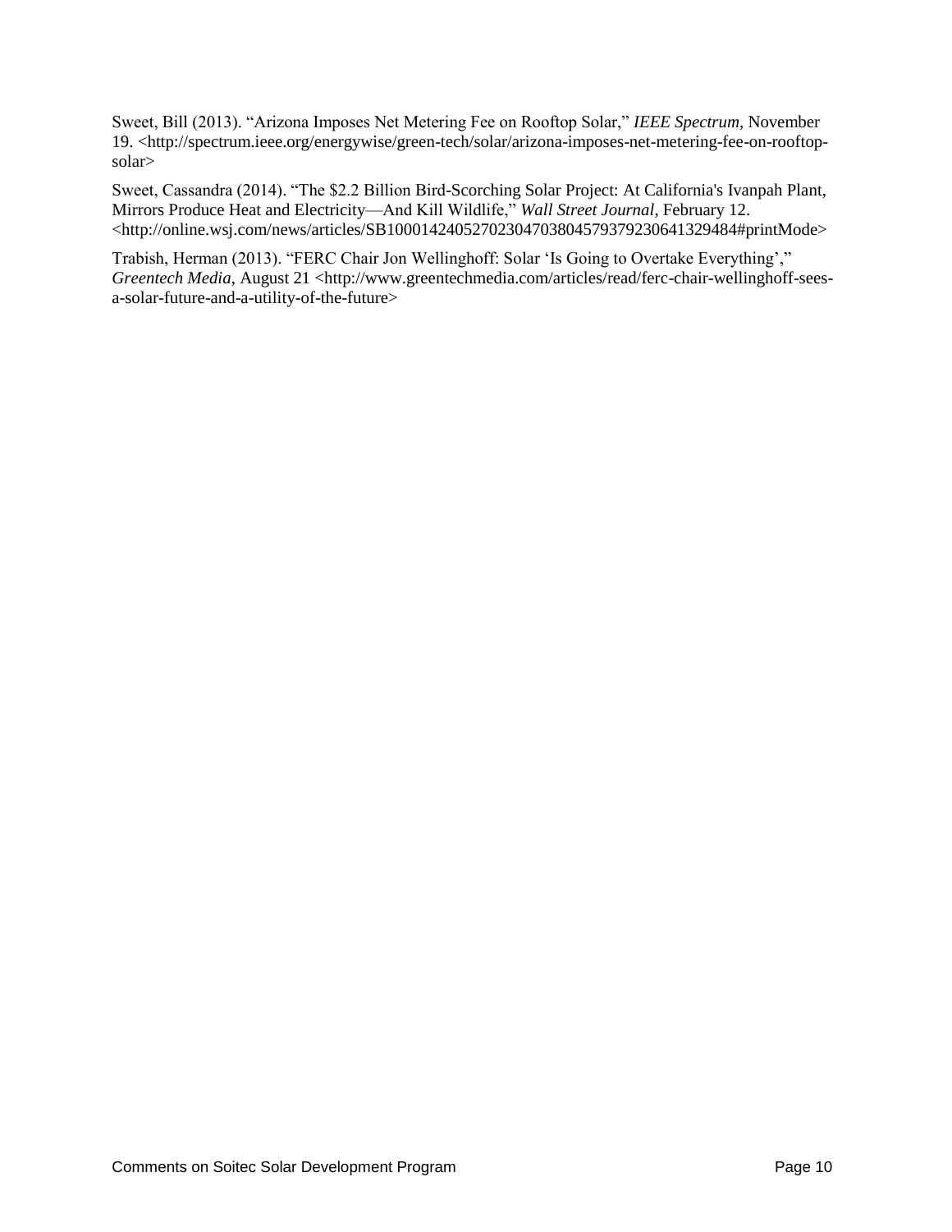Sweet, Bill (2013). “Arizona Imposes Net Metering Fee on Rooftop Solar,” *IEEE Spectrum*, November 19. <http://spectrum.ieee.org/energywise/green-tech/solar/arizona-imposes-net-metering-fee-on-rooftop-solar>

Sweet, Cassandra (2014). “The $2.2 Billion Bird-Scorching Solar Project: At California's Ivanpah Plant, Mirrors Produce Heat and Electricity—And Kill Wildlife,” *Wall Street Journal*, February 12. <http://online.wsj.com/news/articles/SB10001424052702304703804579379230641329484#printMode>

Trabish, Herman (2013). “FERC Chair Jon Wellinghoff: Solar ‘Is Going to Overtake Everything’,” *Greentech Media*, August 21 <http://www.greentechmedia.com/articles/read/ferc-chair-wellinghoff-sees-a-solar-future-and-a-utility-of-the-future>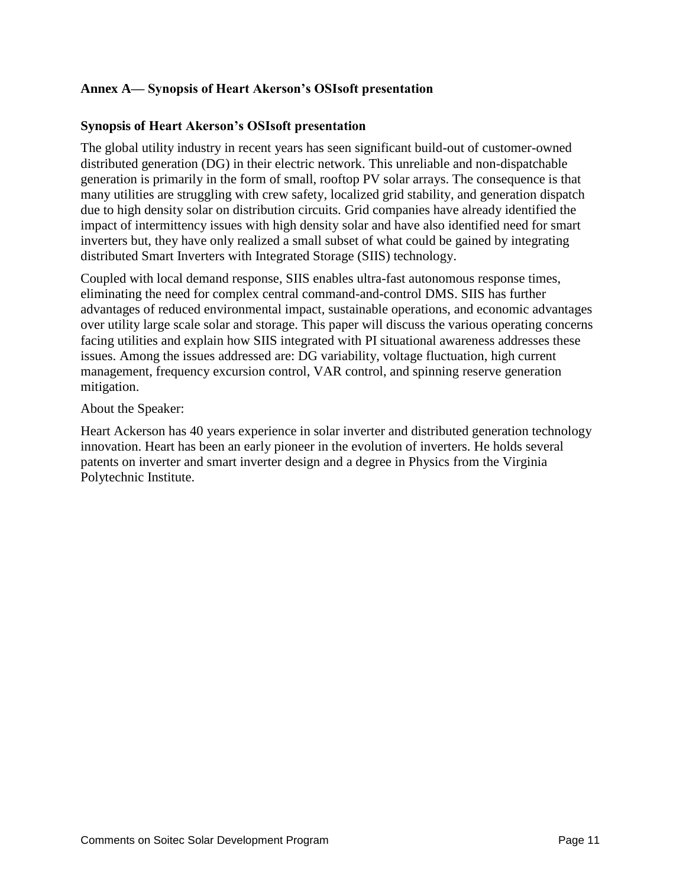## Annex A— Synopsis of Heart Akerson's OSIsoft presentation

### Synopsis of Heart Akerson's OSIsoft presentation

The global utility industry in recent years has seen significant build-out of customer-owned distributed generation (DG) in their electric network. This unreliable and non-dispatchable generation is primarily in the form of small, rooftop PV solar arrays. The consequence is that many utilities are struggling with crew safety, localized grid stability, and generation dispatch due to high density solar on distribution circuits. Grid companies have already identified the impact of intermittency issues with high density solar and have also identified need for smart inverters but, they have only realized a small subset of what could be gained by integrating distributed Smart Inverters with Integrated Storage (SIIS) technology.

Coupled with local demand response, SIIS enables ultra-fast autonomous response times, eliminating the need for complex central command-and-control DMS. SIIS has further advantages of reduced environmental impact, sustainable operations, and economic advantages over utility large scale solar and storage. This paper will discuss the various operating concerns facing utilities and explain how SIIS integrated with PI situational awareness addresses these issues. Among the issues addressed are: DG variability, voltage fluctuation, high current management, frequency excursion control, VAR control, and spinning reserve generation mitigation.

About the Speaker:

Heart Ackerson has 40 years experience in solar inverter and distributed generation technology innovation. Heart has been an early pioneer in the evolution of inverters. He holds several patents on inverter and smart inverter design and a degree in Physics from the Virginia Polytechnic Institute.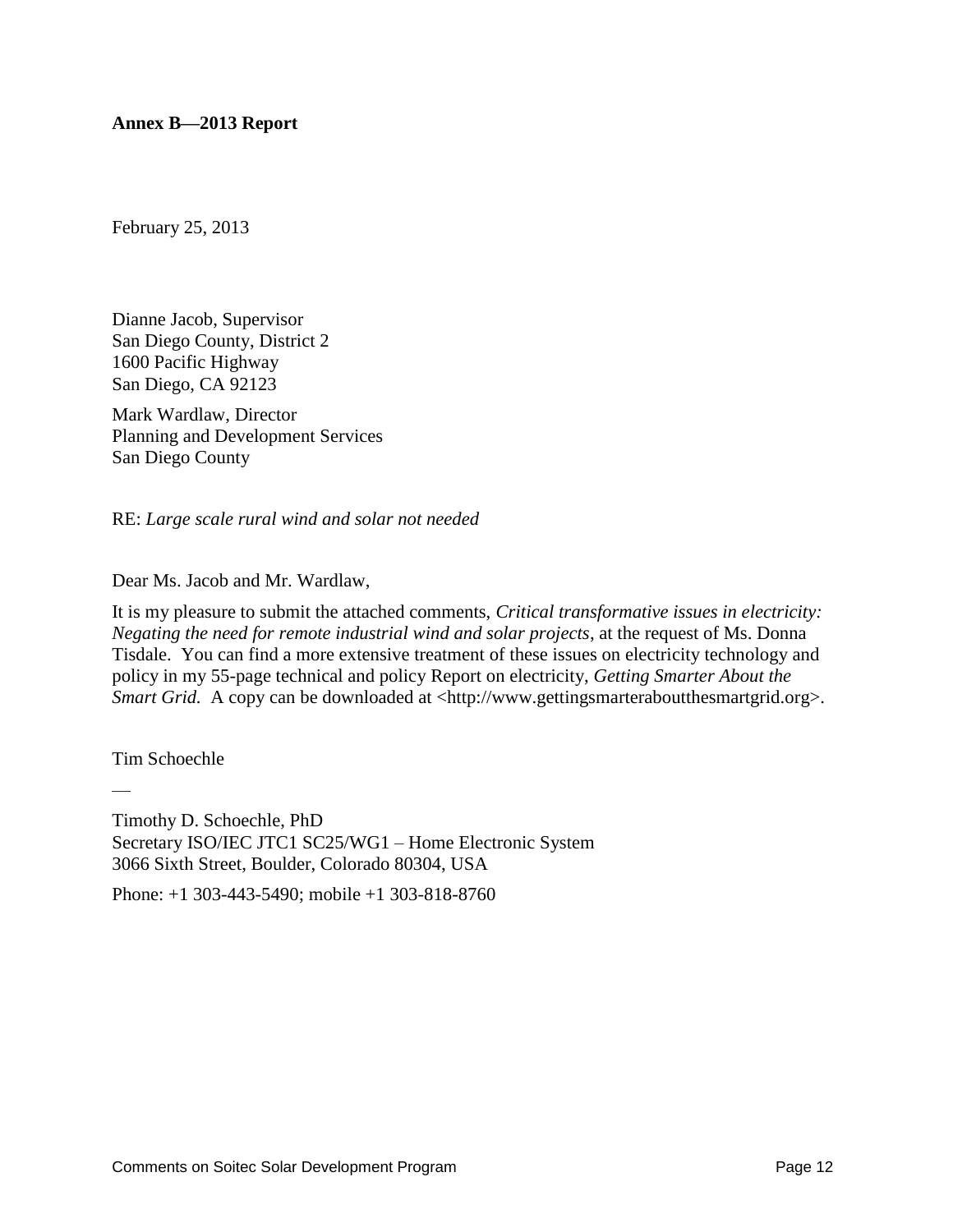**Annex B—2013 Report**

February 25, 2013

Dianne Jacob, Supervisor
San Diego County, District 2
1600 Pacific Highway
San Diego, CA 92123

Mark Wardlaw, Director
Planning and Development Services
San Diego County

RE: *Large scale rural wind and solar not needed*

Dear Ms. Jacob and Mr. Wardlaw,

It is my pleasure to submit the attached comments, *Critical transformative issues in electricity: Negating the need for remote industrial wind and solar projects*, at the request of Ms. Donna Tisdale. You can find a more extensive treatment of these issues on electricity technology and policy in my 55-page technical and policy Report on electricity, *Getting Smarter About the Smart Grid.* A copy can be downloaded at <http://www.gettingsmarterabout thesmartgrid.org>.

Tim Schoechle

—

Timothy D. Schoechle, PhD
Secretary ISO/IEC JTC1 SC25/WG1 – Home Electronic System
3066 Sixth Street, Boulder, Colorado 80304, USA

Phone: +1 303-443-5490; mobile +1 303-818-8760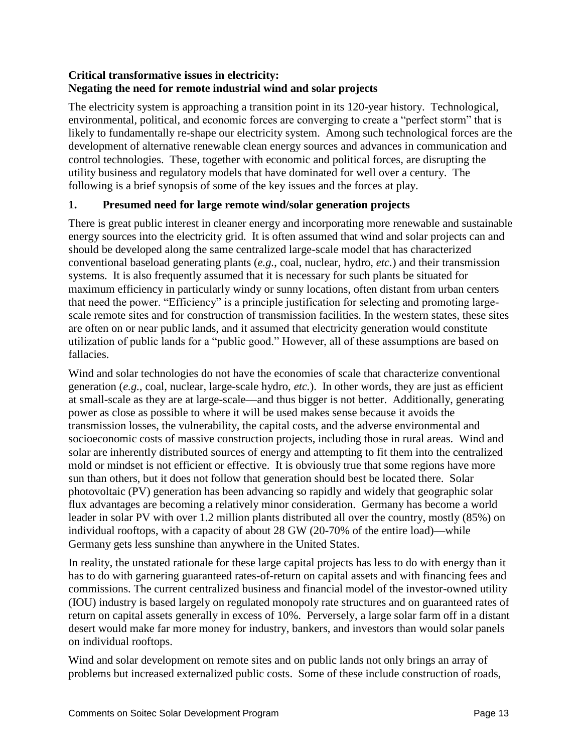**Critical transformative issues in electricity:**
**Negating the need for remote industrial wind and solar projects**

The electricity system is approaching a transition point in its 120-year history. Technological, environmental, political, and economic forces are converging to create a "perfect storm" that is likely to fundamentally re-shape our electricity system. Among such technological forces are the development of alternative renewable clean energy sources and advances in communication and control technologies. These, together with economic and political forces, are disrupting the utility business and regulatory models that have dominated for well over a century. The following is a brief synopsis of some of the key issues and the forces at play.

## 1. Presumed need for large remote wind/solar generation projects

There is great public interest in cleaner energy and incorporating more renewable and sustainable energy sources into the electricity grid. It is often assumed that wind and solar projects can and should be developed along the same centralized large-scale model that has characterized conventional baseload generating plants (*e.g.*, coal, nuclear, hydro, *etc.*) and their transmission systems. It is also frequently assumed that it is necessary for such plants be situated for maximum efficiency in particularly windy or sunny locations, often distant from urban centers that need the power. "Efficiency" is a principle justification for selecting and promoting large-scale remote sites and for construction of transmission facilities. In the western states, these sites are often on or near public lands, and it assumed that electricity generation would constitute utilization of public lands for a "public good." However, all of these assumptions are based on fallacies.

Wind and solar technologies do not have the economies of scale that characterize conventional generation (*e.g.*, coal, nuclear, large-scale hydro, *etc.*). In other words, they are just as efficient at small-scale as they are at large-scale—and thus bigger is not better. Additionally, generating power as close as possible to where it will be used makes sense because it avoids the transmission losses, the vulnerability, the capital costs, and the adverse environmental and socioeconomic costs of massive construction projects, including those in rural areas. Wind and solar are inherently distributed sources of energy and attempting to fit them into the centralized mold or mindset is not efficient or effective. It is obviously true that some regions have more sun than others, but it does not follow that generation should best be located there. Solar photovoltaic (PV) generation has been advancing so rapidly and widely that geographic solar flux advantages are becoming a relatively minor consideration. Germany has become a world leader in solar PV with over 1.2 million plants distributed all over the country, mostly (85%) on individual rooftops, with a capacity of about 28 GW (20-70% of the entire load)—while Germany gets less sunshine than anywhere in the United States.

In reality, the unstated rationale for these large capital projects has less to do with energy than it has to do with garnering guaranteed rates-of-return on capital assets and with financing fees and commissions. The current centralized business and financial model of the investor-owned utility (IOU) industry is based largely on regulated monopoly rate structures and on guaranteed rates of return on capital assets generally in excess of 10%. Perversely, a large solar farm off in a distant desert would make far more money for industry, bankers, and investors than would solar panels on individual rooftops.

Wind and solar development on remote sites and on public lands not only brings an array of problems but increased externalized public costs. Some of these include construction of roads,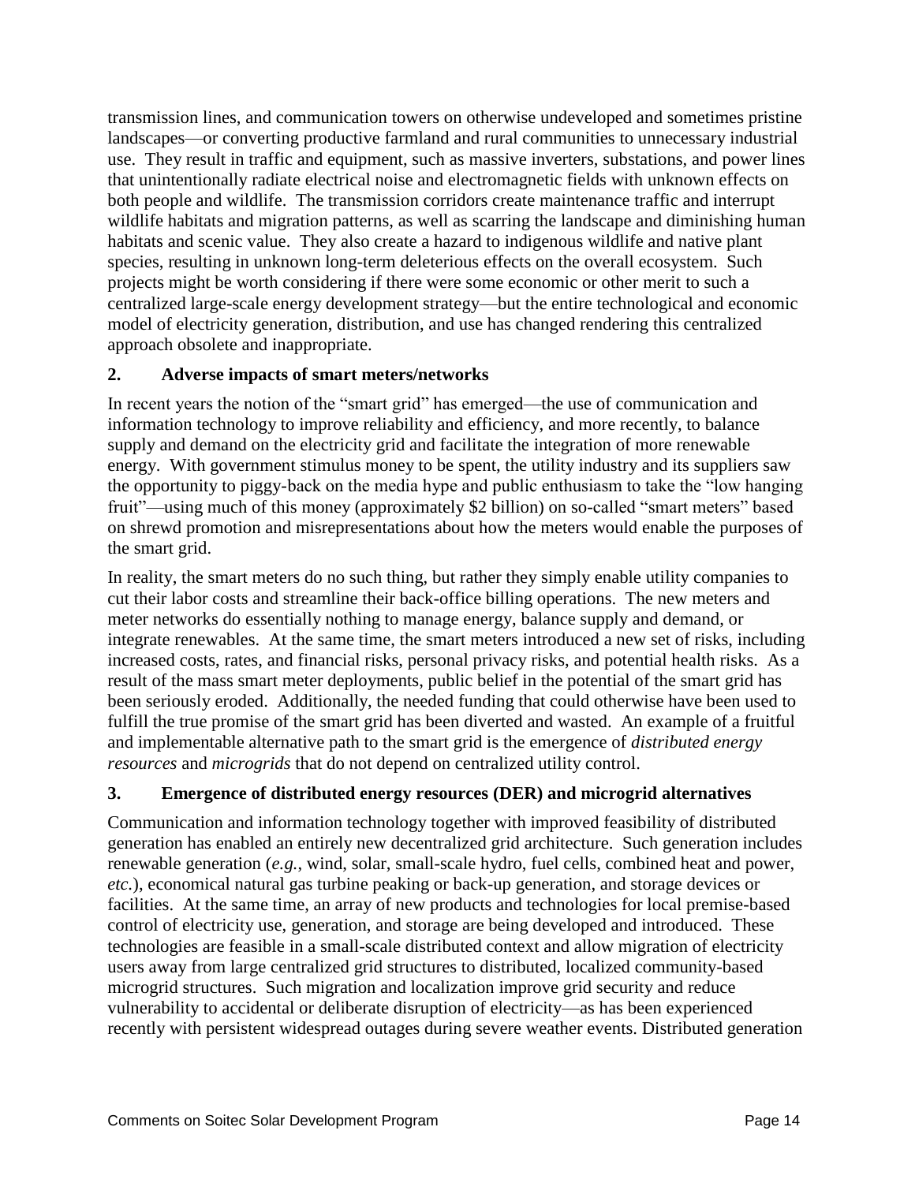transmission lines, and communication towers on otherwise undeveloped and sometimes pristine landscapes—or converting productive farmland and rural communities to unnecessary industrial use. They result in traffic and equipment, such as massive inverters, substations, and power lines that unintentionally radiate electrical noise and electromagnetic fields with unknown effects on both people and wildlife. The transmission corridors create maintenance traffic and interrupt wildlife habitats and migration patterns, as well as scarring the landscape and diminishing human habitats and scenic value. They also create a hazard to indigenous wildlife and native plant species, resulting in unknown long-term deleterious effects on the overall ecosystem. Such projects might be worth considering if there were some economic or other merit to such a centralized large-scale energy development strategy—but the entire technological and economic model of electricity generation, distribution, and use has changed rendering this centralized approach obsolete and inappropriate.

### 2. Adverse impacts of smart meters/networks

In recent years the notion of the "smart grid" has emerged—the use of communication and information technology to improve reliability and efficiency, and more recently, to balance supply and demand on the electricity grid and facilitate the integration of more renewable energy. With government stimulus money to be spent, the utility industry and its suppliers saw the opportunity to piggy-back on the media hype and public enthusiasm to take the "low hanging fruit"—using much of this money (approximately $2 billion) on so-called "smart meters" based on shrewd promotion and misrepresentations about how the meters would enable the purposes of the smart grid.

In reality, the smart meters do no such thing, but rather they simply enable utility companies to cut their labor costs and streamline their back-office billing operations. The new meters and meter networks do essentially nothing to manage energy, balance supply and demand, or integrate renewables. At the same time, the smart meters introduced a new set of risks, including increased costs, rates, and financial risks, personal privacy risks, and potential health risks. As a result of the mass smart meter deployments, public belief in the potential of the smart grid has been seriously eroded. Additionally, the needed funding that could otherwise have been used to fulfill the true promise of the smart grid has been diverted and wasted. An example of a fruitful and implementable alternative path to the smart grid is the emergence of *distributed energy resources* and *microgrids* that do not depend on centralized utility control.

### 3. Emergence of distributed energy resources (DER) and microgrid alternatives

Communication and information technology together with improved feasibility of distributed generation has enabled an entirely new decentralized grid architecture. Such generation includes renewable generation (*e.g.*, wind, solar, small-scale hydro, fuel cells, combined heat and power, *etc.*), economical natural gas turbine peaking or back-up generation, and storage devices or facilities. At the same time, an array of new products and technologies for local premise-based control of electricity use, generation, and storage are being developed and introduced. These technologies are feasible in a small-scale distributed context and allow migration of electricity users away from large centralized grid structures to distributed, localized community-based microgrid structures. Such migration and localization improve grid security and reduce vulnerability to accidental or deliberate disruption of electricity—as has been experienced recently with persistent widespread outages during severe weather events. Distributed generation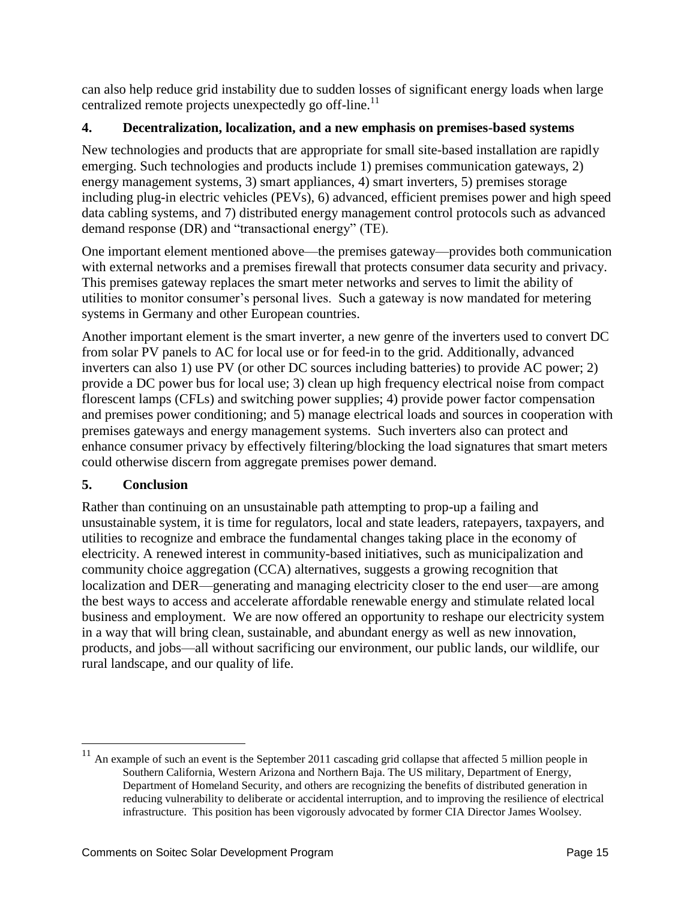can also help reduce grid instability due to sudden losses of significant energy loads when large centralized remote projects unexpectedly go off-line.[11]

### 4. Decentralization, localization, and a new emphasis on premises-based systems

New technologies and products that are appropriate for small site-based installation are rapidly emerging. Such technologies and products include 1) premises communication gateways, 2) energy management systems, 3) smart appliances, 4) smart inverters, 5) premises storage including plug-in electric vehicles (PEVs), 6) advanced, efficient premises power and high speed data cabling systems, and 7) distributed energy management control protocols such as advanced demand response (DR) and "transactional energy" (TE).

One important element mentioned above—the premises gateway—provides both communication with external networks and a premises firewall that protects consumer data security and privacy. This premises gateway replaces the smart meter networks and serves to limit the ability of utilities to monitor consumer's personal lives. Such a gateway is now mandated for metering systems in Germany and other European countries.

Another important element is the smart inverter, a new genre of the inverters used to convert DC from solar PV panels to AC for local use or for feed-in to the grid. Additionally, advanced inverters can also 1) use PV (or other DC sources including batteries) to provide AC power; 2) provide a DC power bus for local use; 3) clean up high frequency electrical noise from compact florescent lamps (CFLs) and switching power supplies; 4) provide power factor compensation and premises power conditioning; and 5) manage electrical loads and sources in cooperation with premises gateways and energy management systems. Such inverters also can protect and enhance consumer privacy by effectively filtering/blocking the load signatures that smart meters could otherwise discern from aggregate premises power demand.

### 5. Conclusion

Rather than continuing on an unsustainable path attempting to prop-up a failing and unsustainable system, it is time for regulators, local and state leaders, ratepayers, taxpayers, and utilities to recognize and embrace the fundamental changes taking place in the economy of electricity. A renewed interest in community-based initiatives, such as municipalization and community choice aggregation (CCA) alternatives, suggests a growing recognition that localization and DER—generating and managing electricity closer to the end user—are among the best ways to access and accelerate affordable renewable energy and stimulate related local business and employment. We are now offered an opportunity to reshape our electricity system in a way that will bring clean, sustainable, and abundant energy as well as new innovation, products, and jobs—all without sacrificing our environment, our public lands, our wildlife, our rural landscape, and our quality of life.

---

[11] An example of such an event is the September 2011 cascading grid collapse that affected 5 million people in Southern California, Western Arizona and Northern Baja. The US military, Department of Energy, Department of Homeland Security, and others are recognizing the benefits of distributed generation in reducing vulnerability to deliberate or accidental interruption, and to improving the resilience of electrical infrastructure. This position has been vigorously advocated by former CIA Director James Woolsey.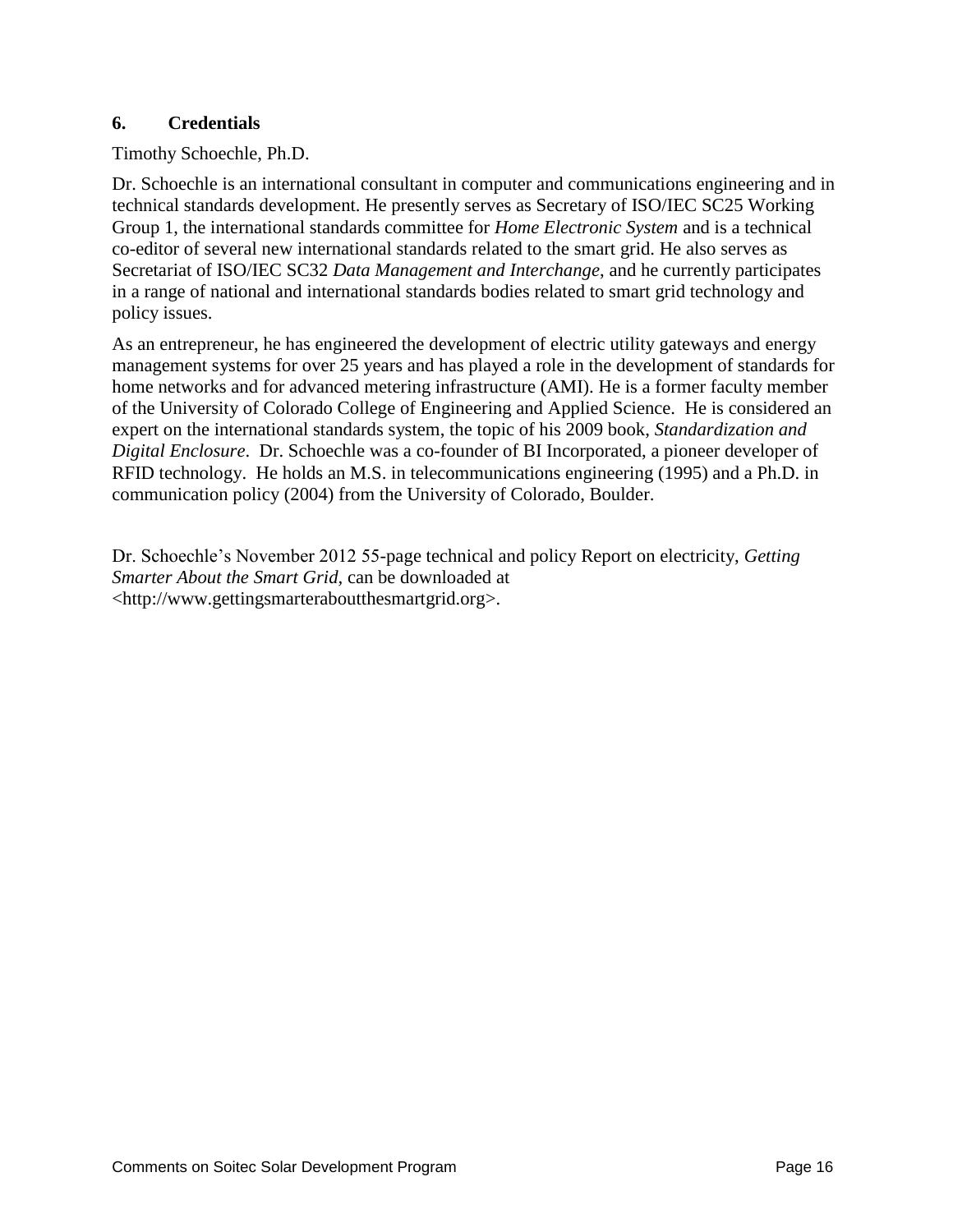## 6. Credentials

Timothy Schoechle, Ph.D.

Dr. Schoechle is an international consultant in computer and communications engineering and in technical standards development. He presently serves as Secretary of ISO/IEC SC25 Working Group 1, the international standards committee for *Home Electronic System* and is a technical co-editor of several new international standards related to the smart grid. He also serves as Secretariat of ISO/IEC SC32 *Data Management and Interchange*, and he currently participates in a range of national and international standards bodies related to smart grid technology and policy issues.

As an entrepreneur, he has engineered the development of electric utility gateways and energy management systems for over 25 years and has played a role in the development of standards for home networks and for advanced metering infrastructure (AMI). He is a former faculty member of the University of Colorado College of Engineering and Applied Science. He is considered an expert on the international standards system, the topic of his 2009 book, *Standardization and Digital Enclosure*. Dr. Schoechle was a co-founder of BI Incorporated, a pioneer developer of RFID technology. He holds an M.S. in telecommunications engineering (1995) and a Ph.D. in communication policy (2004) from the University of Colorado, Boulder.

Dr. Schoechle's November 2012 55-page technical and policy Report on electricity, *Getting Smarter About the Smart Grid,* can be downloaded at <http://www.gettingsmarteraboutthesmartgrid.org>.